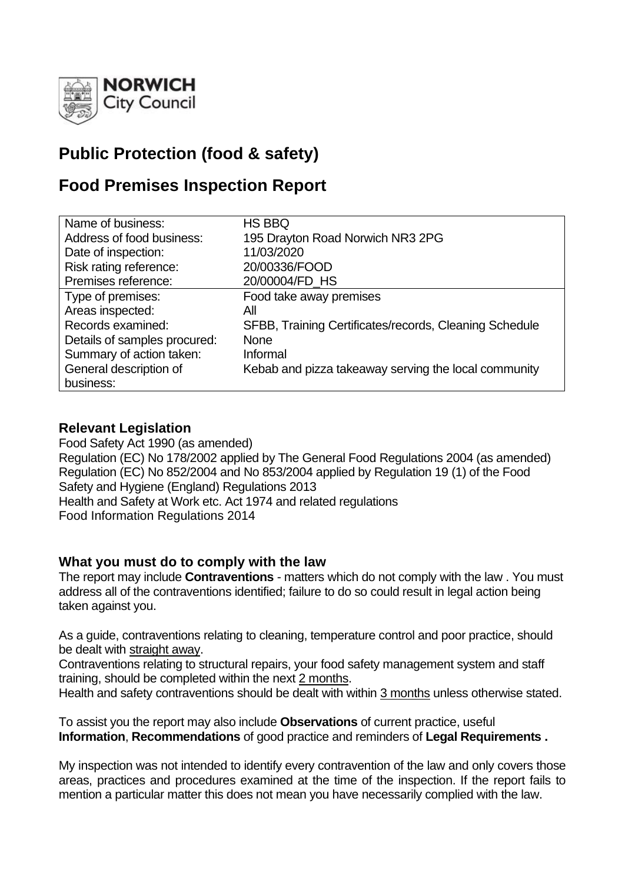NORWICH City Council

# Public Protection (food & safety)

# Food Premises Inspection Report

| | |
|---|---|
| Name of business: | HS BBQ |
| Address of food business: | 195 Drayton Road Norwich NR3 2PG |
| Date of inspection: | 11/03/2020 |
| Risk rating reference: | 20/00336/FOOD |
| Premises reference: | 20/00004/FD_HS |
| Type of premises: | Food take away premises |
| Areas inspected: | All |
| Records examined: | SFBB, Training Certificates/records, Cleaning Schedule |
| Details of samples procured: | None |
| Summary of action taken: | Informal |
| General description of business: | Kebab and pizza takeaway serving the local community |

### Relevant Legislation

Food Safety Act 1990 (as amended)
Regulation (EC) No 178/2002 applied by The General Food Regulations 2004 (as amended)
Regulation (EC) No 852/2004 and No 853/2004 applied by Regulation 19 (1) of the Food Safety and Hygiene (England) Regulations 2013
Health and Safety at Work etc. Act 1974 and related regulations
Food Information Regulations 2014

### What you must do to comply with the law

The report may include **Contraventions** - matters which do not comply with the law . You must address all of the contraventions identified; failure to do so could result in legal action being taken against you.

As a guide, contraventions relating to cleaning, temperature control and poor practice, should be dealt with straight away.
Contraventions relating to structural repairs, your food safety management system and staff training, should be completed within the next 2 months.
Health and safety contraventions should be dealt with within 3 months unless otherwise stated.

To assist you the report may also include **Observations** of current practice, useful **Information**, **Recommendations** of good practice and reminders of **Legal Requirements .**

My inspection was not intended to identify every contravention of the law and only covers those areas, practices and procedures examined at the time of the inspection. If the report fails to mention a particular matter this does not mean you have necessarily complied with the law.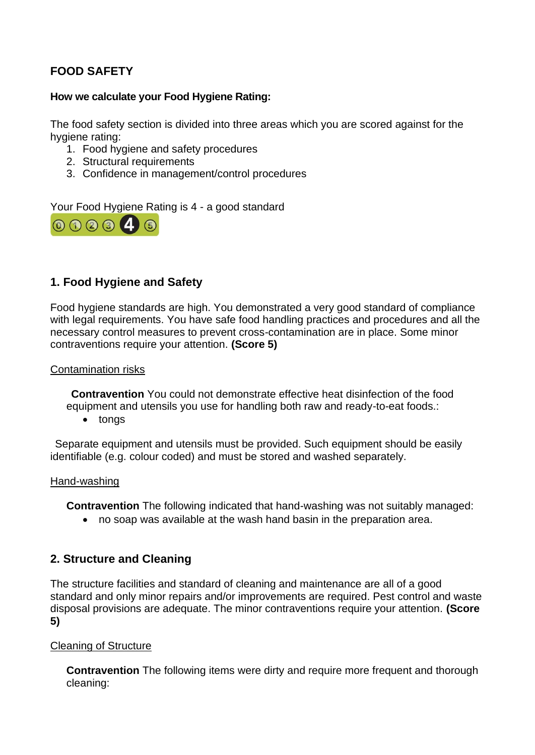## FOOD SAFETY

**How we calculate your Food Hygiene Rating:**

The food safety section is divided into three areas which you are scored against for the hygiene rating:

1. Food hygiene and safety procedures
2. Structural requirements
3. Confidence in management/control procedures

Your Food Hygiene Rating is 4 - a good standard

### 1. Food Hygiene and Safety

Food hygiene standards are high. You demonstrated a very good standard of compliance with legal requirements. You have safe food handling practices and procedures and all the necessary control measures to prevent cross-contamination are in place. Some minor contraventions require your attention. **(Score 5)**

Contamination risks

**Contravention** You could not demonstrate effective heat disinfection of the food equipment and utensils you use for handling both raw and ready-to-eat foods.:

- tongs

Separate equipment and utensils must be provided. Such equipment should be easily identifiable (e.g. colour coded) and must be stored and washed separately.

Hand-washing

**Contravention** The following indicated that hand-washing was not suitably managed:

- no soap was available at the wash hand basin in the preparation area.

### 2. Structure and Cleaning

The structure facilities and standard of cleaning and maintenance are all of a good standard and only minor repairs and/or improvements are required. Pest control and waste disposal provisions are adequate. The minor contraventions require your attention. **(Score 5)**

Cleaning of Structure

**Contravention** The following items were dirty and require more frequent and thorough cleaning: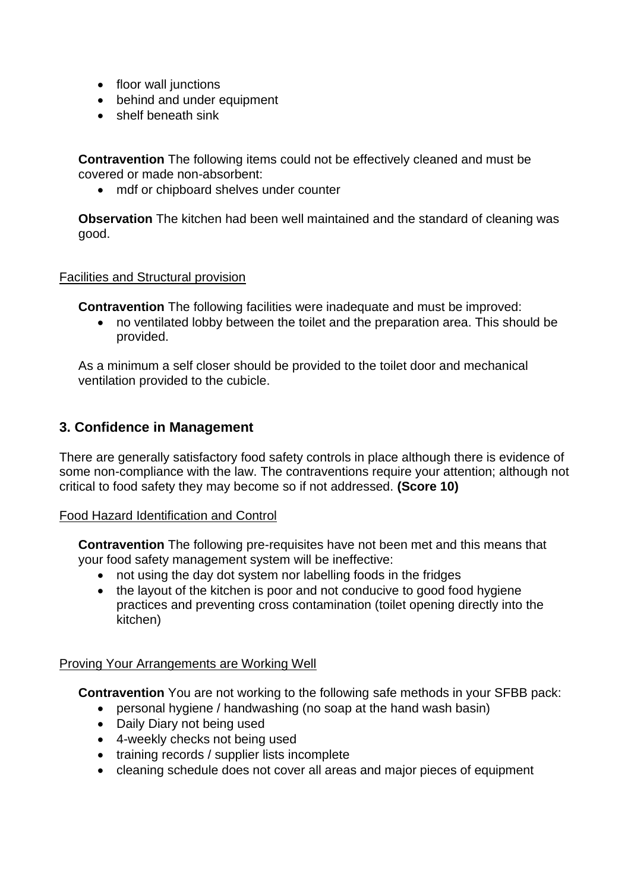- floor wall junctions
- behind and under equipment
- shelf beneath sink

**Contravention** The following items could not be effectively cleaned and must be covered or made non-absorbent:

- mdf or chipboard shelves under counter

**Observation** The kitchen had been well maintained and the standard of cleaning was good.

Facilities and Structural provision

**Contravention** The following facilities were inadequate and must be improved:

- no ventilated lobby between the toilet and the preparation area. This should be provided.

As a minimum a self closer should be provided to the toilet door and mechanical ventilation provided to the cubicle.

## 3. Confidence in Management

There are generally satisfactory food safety controls in place although there is evidence of some non-compliance with the law. The contraventions require your attention; although not critical to food safety they may become so if not addressed. **(Score 10)**

Food Hazard Identification and Control

**Contravention** The following pre-requisites have not been met and this means that your food safety management system will be ineffective:

- not using the day dot system nor labelling foods in the fridges
- the layout of the kitchen is poor and not conducive to good food hygiene practices and preventing cross contamination (toilet opening directly into the kitchen)

Proving Your Arrangements are Working Well

**Contravention** You are not working to the following safe methods in your SFBB pack:

- personal hygiene / handwashing (no soap at the hand wash basin)
- Daily Diary not being used
- 4-weekly checks not being used
- training records / supplier lists incomplete
- cleaning schedule does not cover all areas and major pieces of equipment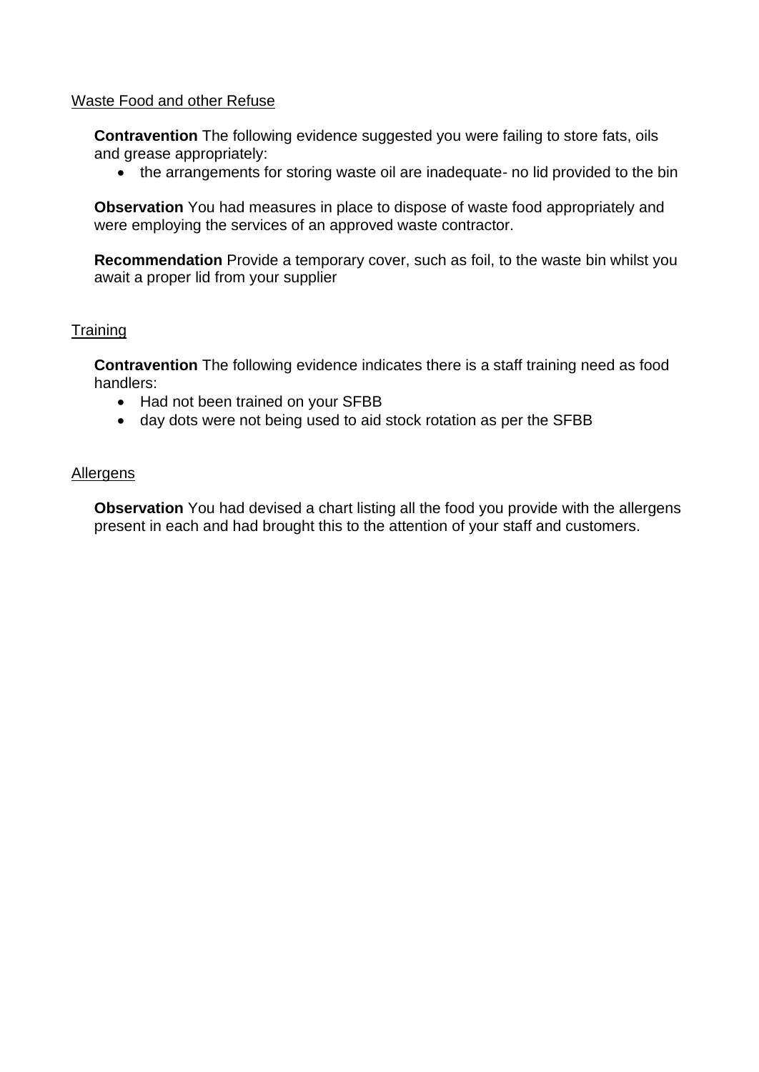<u>Waste Food and other Refuse</u>

**Contravention** The following evidence suggested you were failing to store fats, oils and grease appropriately:

- the arrangements for storing waste oil are inadequate- no lid provided to the bin

**Observation** You had measures in place to dispose of waste food appropriately and were employing the services of an approved waste contractor.

**Recommendation** Provide a temporary cover, such as foil, to the waste bin whilst you await a proper lid from your supplier

<u>Training</u>

**Contravention** The following evidence indicates there is a staff training need as food handlers:

- Had not been trained on your SFBB
- day dots were not being used to aid stock rotation as per the SFBB

<u>Allergens</u>

**Observation** You had devised a chart listing all the food you provide with the allergens present in each and had brought this to the attention of your staff and customers.